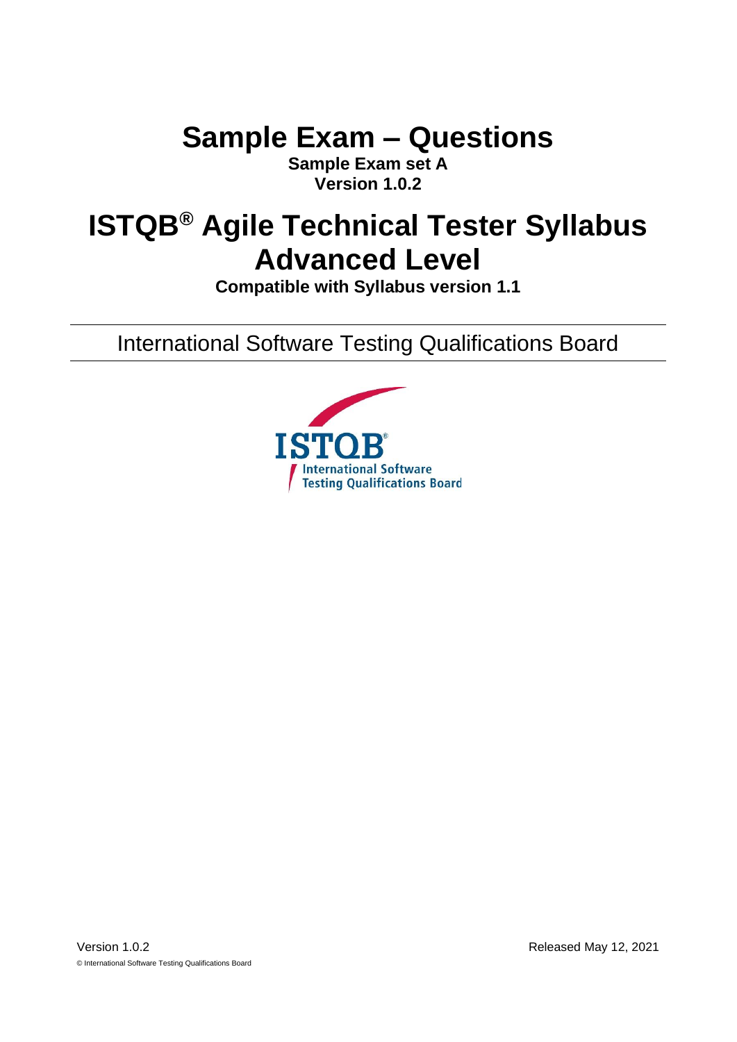# Sample Exam – Questions

**Sample Exam set A**
**Version 1.0.2**

# ISTQB® Agile Technical Tester Syllabus Advanced Level

**Compatible with Syllabus version 1.1**

International Software Testing Qualifications Board

Version 1.0.2

Released May 12, 2021

© International Software Testing Qualifications Board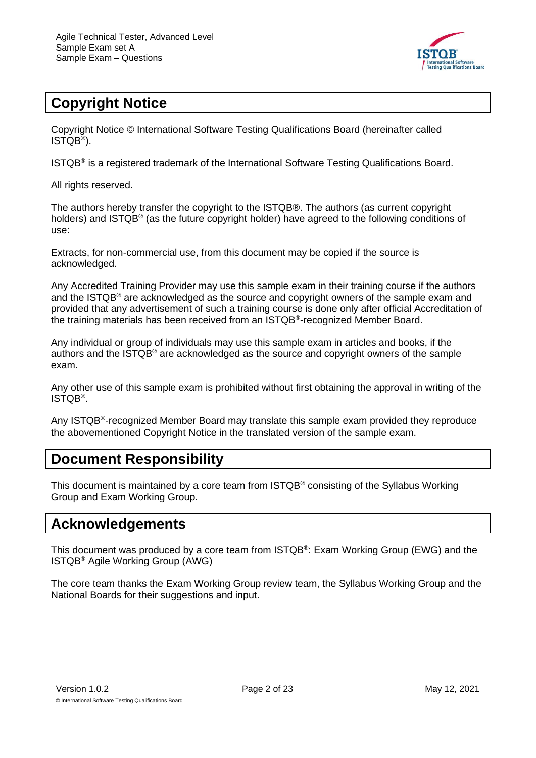## Copyright Notice

Copyright Notice © International Software Testing Qualifications Board (hereinafter called ISTQB®).

ISTQB® is a registered trademark of the International Software Testing Qualifications Board.

All rights reserved.

The authors hereby transfer the copyright to the ISTQB®. The authors (as current copyright holders) and ISTQB® (as the future copyright holder) have agreed to the following conditions of use:

Extracts, for non-commercial use, from this document may be copied if the source is acknowledged.

Any Accredited Training Provider may use this sample exam in their training course if the authors and the ISTQB® are acknowledged as the source and copyright owners of the sample exam and provided that any advertisement of such a training course is done only after official Accreditation of the training materials has been received from an ISTQB®-recognized Member Board.

Any individual or group of individuals may use this sample exam in articles and books, if the authors and the ISTQB® are acknowledged as the source and copyright owners of the sample exam.

Any other use of this sample exam is prohibited without first obtaining the approval in writing of the ISTQB®.

Any ISTQB®-recognized Member Board may translate this sample exam provided they reproduce the abovementioned Copyright Notice in the translated version of the sample exam.

## Document Responsibility

This document is maintained by a core team from ISTQB® consisting of the Syllabus Working Group and Exam Working Group.

## Acknowledgements

This document was produced by a core team from ISTQB®: Exam Working Group (EWG) and the ISTQB® Agile Working Group (AWG)

The core team thanks the Exam Working Group review team, the Syllabus Working Group and the National Boards for their suggestions and input.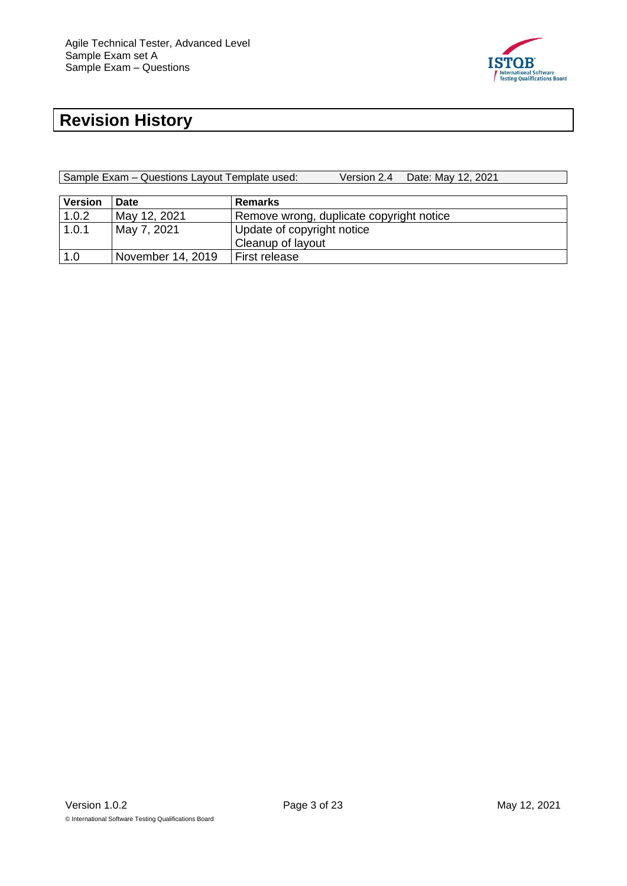# Revision History

| Sample Exam – Questions Layout Template used: | Version 2.4 | Date: May 12, 2021 |
|---|---|---|

| Version | Date | Remarks |
|---|---|---|
| 1.0.2 | May 12, 2021 | Remove wrong, duplicate copyright notice |
| 1.0.1 | May 7, 2021 | Update of copyright notice<br>Cleanup of layout |
| 1.0 | November 14, 2019 | First release |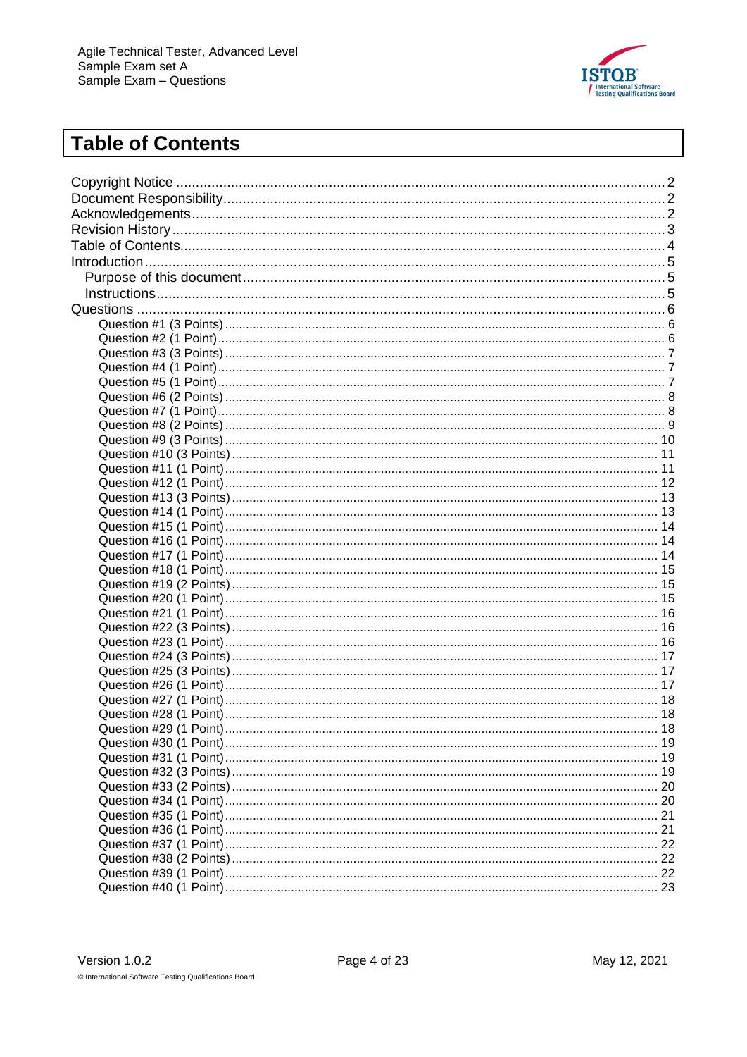# Table of Contents

Copyright Notice ........ 2
Document Responsibility ........ 2
Acknowledgements ........ 2
Revision History ........ 3
Table of Contents ........ 4
Introduction ........ 5
  Purpose of this document ........ 5
  Instructions ........ 5
Questions ........ 6
    Question #1 (3 Points) ........ 6
    Question #2 (1 Point) ........ 6
    Question #3 (3 Points) ........ 7
    Question #4 (1 Point) ........ 7
    Question #5 (1 Point) ........ 7
    Question #6 (2 Points) ........ 8
    Question #7 (1 Point) ........ 8
    Question #8 (2 Points) ........ 9
    Question #9 (3 Points) ........ 10
    Question #10 (3 Points) ........ 11
    Question #11 (1 Point) ........ 11
    Question #12 (1 Point) ........ 12
    Question #13 (3 Points) ........ 13
    Question #14 (1 Point) ........ 13
    Question #15 (1 Point) ........ 14
    Question #16 (1 Point) ........ 14
    Question #17 (1 Point) ........ 14
    Question #18 (1 Point) ........ 15
    Question #19 (2 Points) ........ 15
    Question #20 (1 Point) ........ 15
    Question #21 (1 Point) ........ 16
    Question #22 (3 Points) ........ 16
    Question #23 (1 Point) ........ 16
    Question #24 (3 Points) ........ 17
    Question #25 (3 Points) ........ 17
    Question #26 (1 Point) ........ 17
    Question #27 (1 Point) ........ 18
    Question #28 (1 Point) ........ 18
    Question #29 (1 Point) ........ 18
    Question #30 (1 Point) ........ 19
    Question #31 (1 Point) ........ 19
    Question #32 (3 Points) ........ 19
    Question #33 (2 Points) ........ 20
    Question #34 (1 Point) ........ 20
    Question #35 (1 Point) ........ 21
    Question #36 (1 Point) ........ 21
    Question #37 (1 Point) ........ 22
    Question #38 (2 Points) ........ 22
    Question #39 (1 Point) ........ 22
    Question #40 (1 Point) ........ 23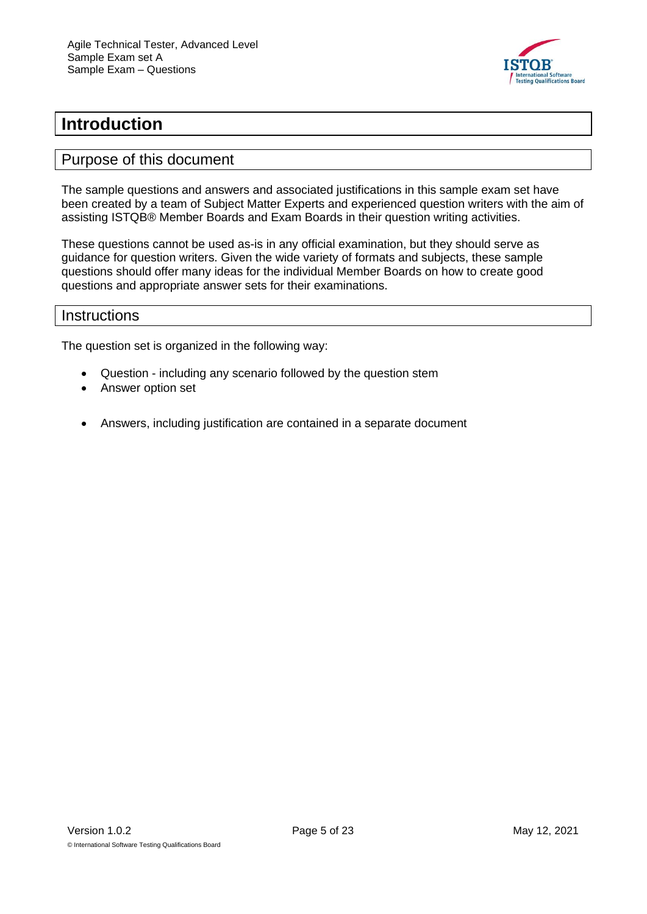# Introduction

## Purpose of this document

The sample questions and answers and associated justifications in this sample exam set have been created by a team of Subject Matter Experts and experienced question writers with the aim of assisting ISTQB® Member Boards and Exam Boards in their question writing activities.

These questions cannot be used as-is in any official examination, but they should serve as guidance for question writers. Given the wide variety of formats and subjects, these sample questions should offer many ideas for the individual Member Boards on how to create good questions and appropriate answer sets for their examinations.

## Instructions

The question set is organized in the following way:

- Question - including any scenario followed by the question stem
- Answer option set

- Answers, including justification are contained in a separate document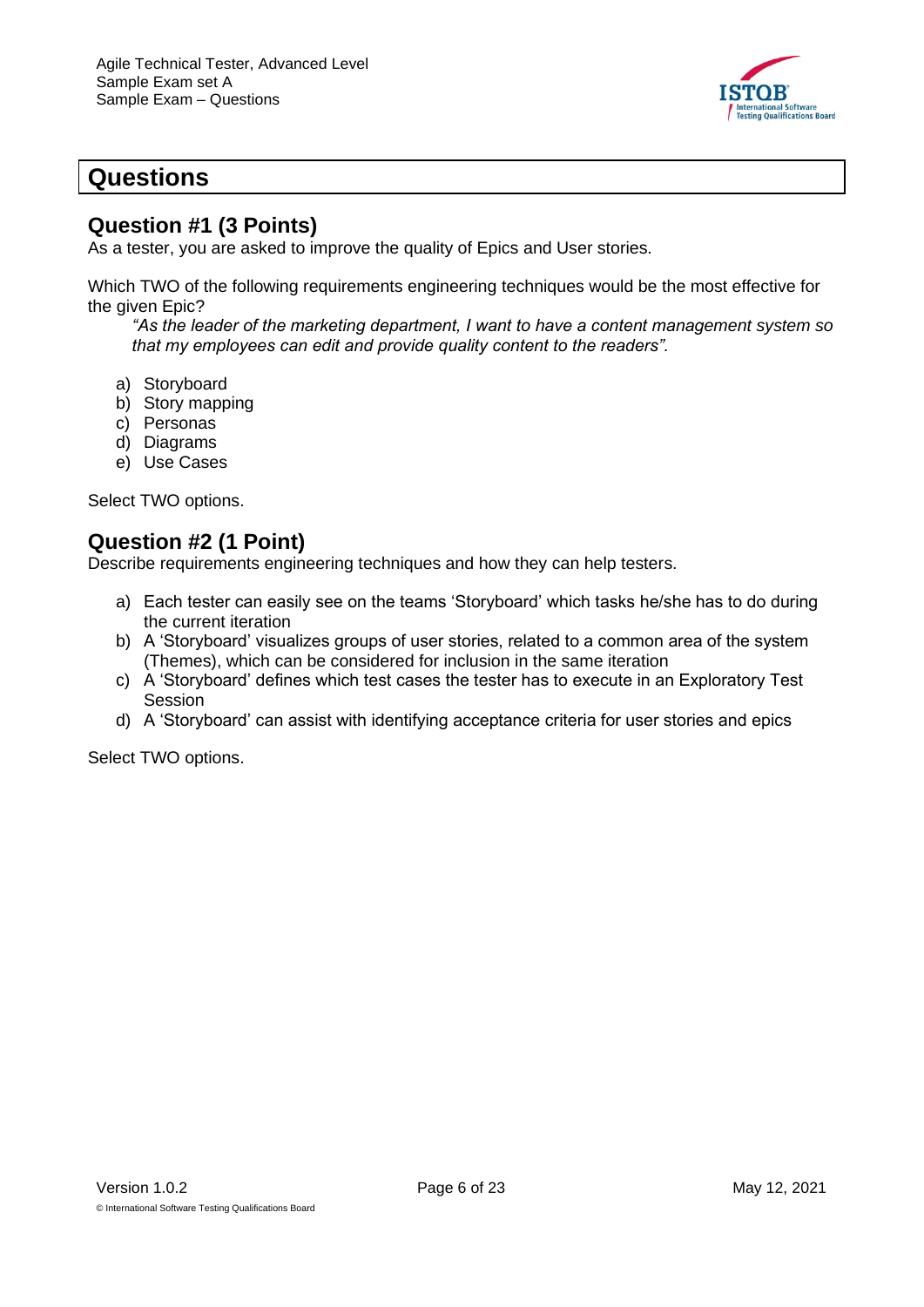# Questions

## Question #1 (3 Points)

As a tester, you are asked to improve the quality of Epics and User stories.

Which TWO of the following requirements engineering techniques would be the most effective for the given Epic?

*"As the leader of the marketing department, I want to have a content management system so that my employees can edit and provide quality content to the readers".*

a) Storyboard
b) Story mapping
c) Personas
d) Diagrams
e) Use Cases

Select TWO options.

## Question #2 (1 Point)

Describe requirements engineering techniques and how they can help testers.

a) Each tester can easily see on the teams 'Storyboard' which tasks he/she has to do during the current iteration
b) A 'Storyboard' visualizes groups of user stories, related to a common area of the system (Themes), which can be considered for inclusion in the same iteration
c) A 'Storyboard' defines which test cases the tester has to execute in an Exploratory Test Session
d) A 'Storyboard' can assist with identifying acceptance criteria for user stories and epics

Select TWO options.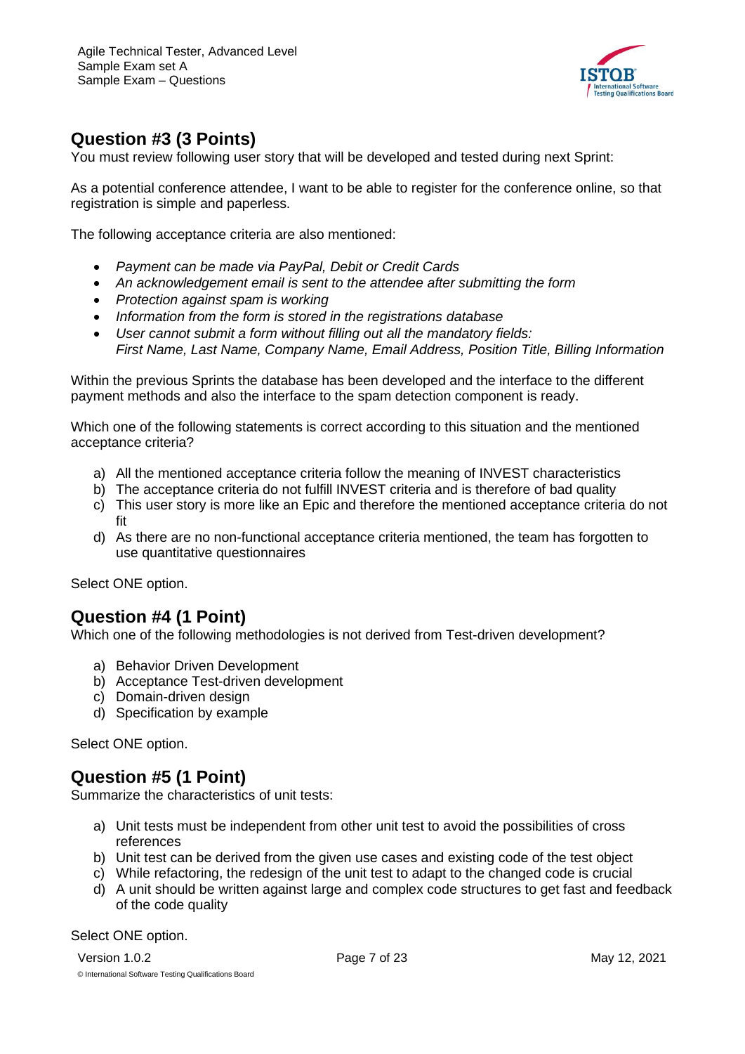## Question #3 (3 Points)

You must review following user story that will be developed and tested during next Sprint:

As a potential conference attendee, I want to be able to register for the conference online, so that registration is simple and paperless.

The following acceptance criteria are also mentioned:

- *Payment can be made via PayPal, Debit or Credit Cards*
- *An acknowledgement email is sent to the attendee after submitting the form*
- *Protection against spam is working*
- *Information from the form is stored in the registrations database*
- *User cannot submit a form without filling out all the mandatory fields:*
  *First Name, Last Name, Company Name, Email Address, Position Title, Billing Information*

Within the previous Sprints the database has been developed and the interface to the different payment methods and also the interface to the spam detection component is ready.

Which one of the following statements is correct according to this situation and the mentioned acceptance criteria?

a) All the mentioned acceptance criteria follow the meaning of INVEST characteristics
b) The acceptance criteria do not fulfill INVEST criteria and is therefore of bad quality
c) This user story is more like an Epic and therefore the mentioned acceptance criteria do not fit
d) As there are no non-functional acceptance criteria mentioned, the team has forgotten to use quantitative questionnaires

Select ONE option.

## Question #4 (1 Point)

Which one of the following methodologies is not derived from Test-driven development?

a) Behavior Driven Development
b) Acceptance Test-driven development
c) Domain-driven design
d) Specification by example

Select ONE option.

## Question #5 (1 Point)

Summarize the characteristics of unit tests:

a) Unit tests must be independent from other unit test to avoid the possibilities of cross references
b) Unit test can be derived from the given use cases and existing code of the test object
c) While refactoring, the redesign of the unit test to adapt to the changed code is crucial
d) A unit should be written against large and complex code structures to get fast and feedback of the code quality

Select ONE option.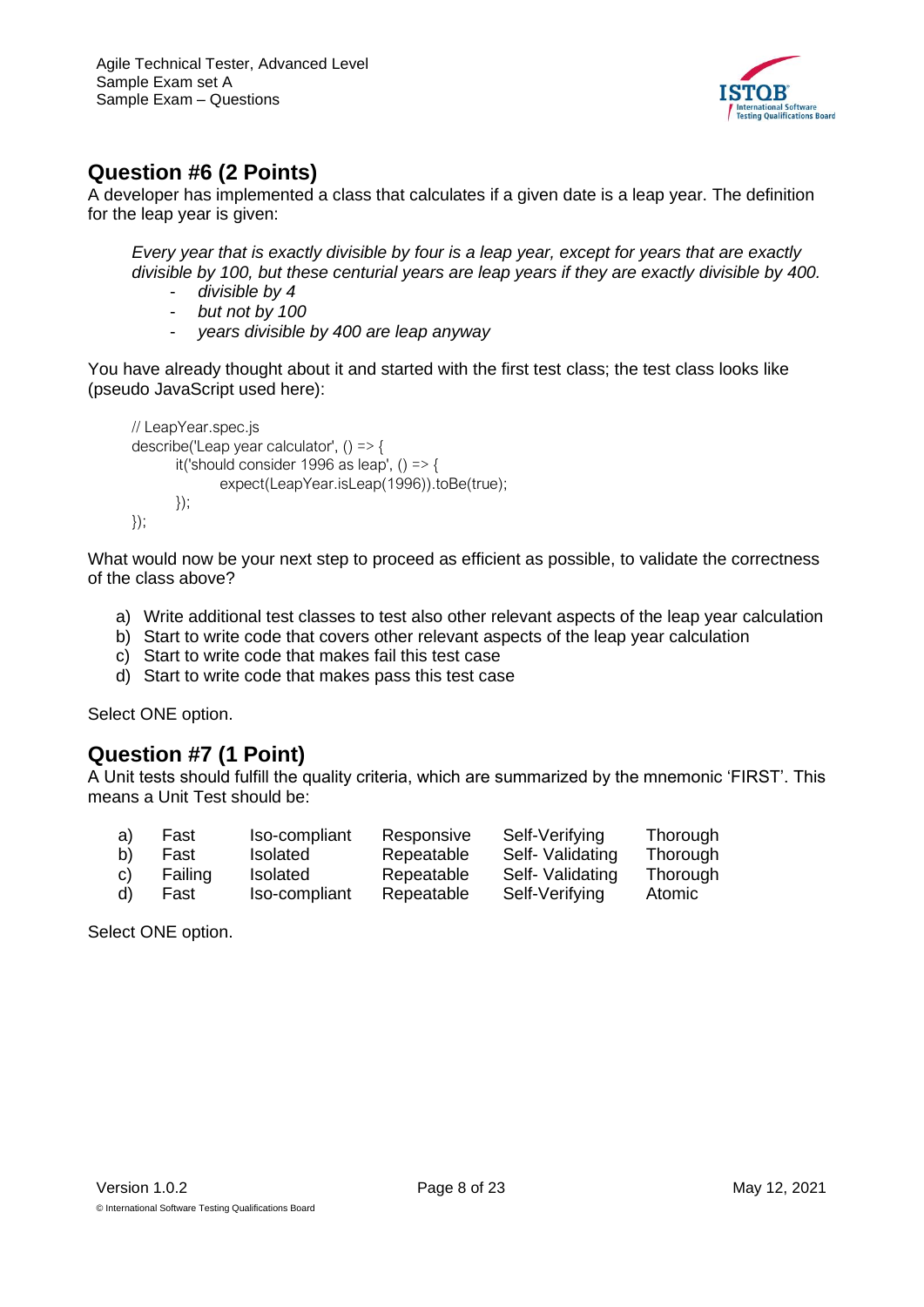## Question #6 (2 Points)

A developer has implemented a class that calculates if a given date is a leap year. The definition for the leap year is given:

> *Every year that is exactly divisible by four is a leap year, except for years that are exactly divisible by 100, but these centurial years are leap years if they are exactly divisible by 400.*
> - *divisible by 4*
> - *but not by 100*
> - *years divisible by 400 are leap anyway*

You have already thought about it and started with the first test class; the test class looks like (pseudo JavaScript used here):

```
// LeapYear.spec.js
describe('Leap year calculator', () => {
    it('should consider 1996 as leap', () => {
        expect(LeapYear.isLeap(1996)).toBe(true);
    });
});
```

What would now be your next step to proceed as efficient as possible, to validate the correctness of the class above?

a) Write additional test classes to test also other relevant aspects of the leap year calculation
b) Start to write code that covers other relevant aspects of the leap year calculation
c) Start to write code that makes fail this test case
d) Start to write code that makes pass this test case

Select ONE option.

## Question #7 (1 Point)

A Unit tests should fulfill the quality criteria, which are summarized by the mnemonic 'FIRST'. This means a Unit Test should be:

| | | | | | |
|---|---|---|---|---|---|
| a) | Fast | Iso-compliant | Responsive | Self-Verifying | Thorough |
| b) | Fast | Isolated | Repeatable | Self- Validating | Thorough |
| c) | Failing | Isolated | Repeatable | Self- Validating | Thorough |
| d) | Fast | Iso-compliant | Repeatable | Self-Verifying | Atomic |

Select ONE option.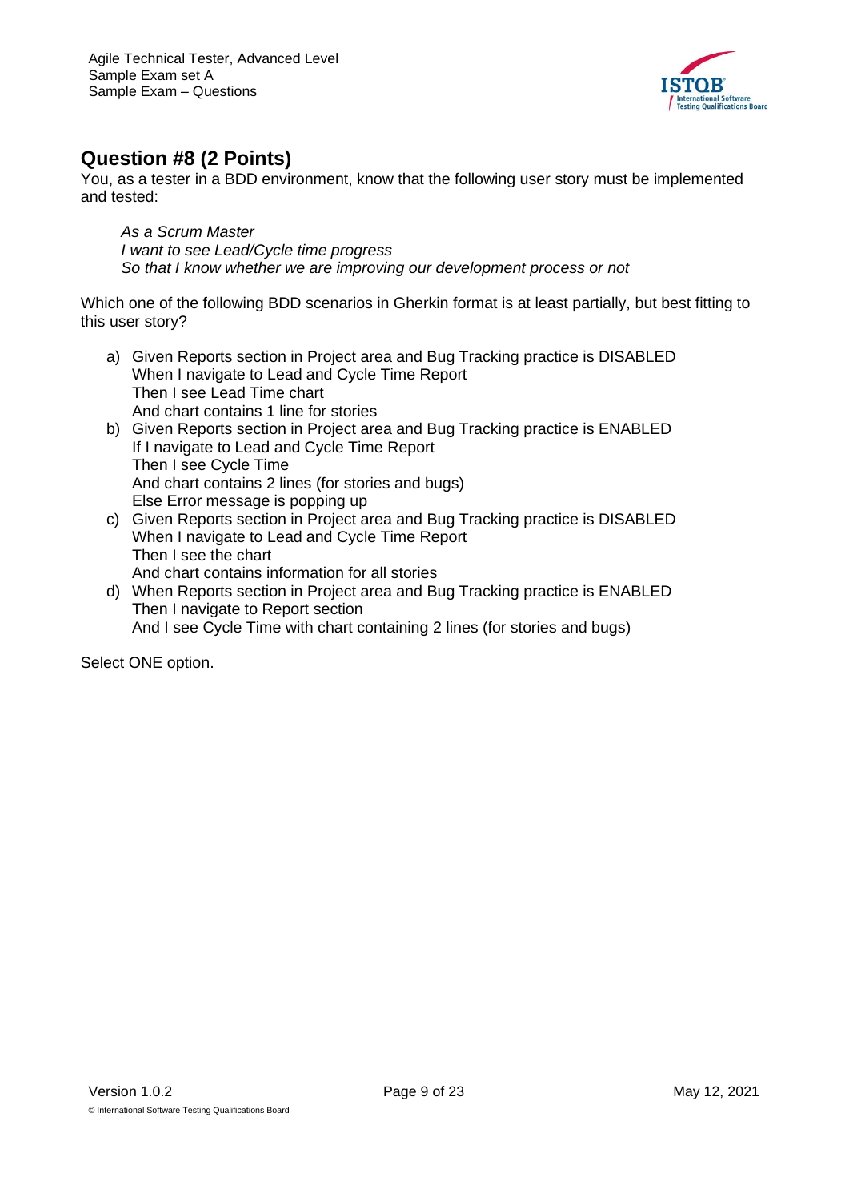## Question #8 (2 Points)

You, as a tester in a BDD environment, know that the following user story must be implemented and tested:

> *As a Scrum Master*
> *I want to see Lead/Cycle time progress*
> *So that I know whether we are improving our development process or not*

Which one of the following BDD scenarios in Gherkin format is at least partially, but best fitting to this user story?

a) Given Reports section in Project area and Bug Tracking practice is DISABLED
   When I navigate to Lead and Cycle Time Report
   Then I see Lead Time chart
   And chart contains 1 line for stories

b) Given Reports section in Project area and Bug Tracking practice is ENABLED
   If I navigate to Lead and Cycle Time Report
   Then I see Cycle Time
   And chart contains 2 lines (for stories and bugs)
   Else Error message is popping up

c) Given Reports section in Project area and Bug Tracking practice is DISABLED
   When I navigate to Lead and Cycle Time Report
   Then I see the chart
   And chart contains information for all stories

d) When Reports section in Project area and Bug Tracking practice is ENABLED
   Then I navigate to Report section
   And I see Cycle Time with chart containing 2 lines (for stories and bugs)

Select ONE option.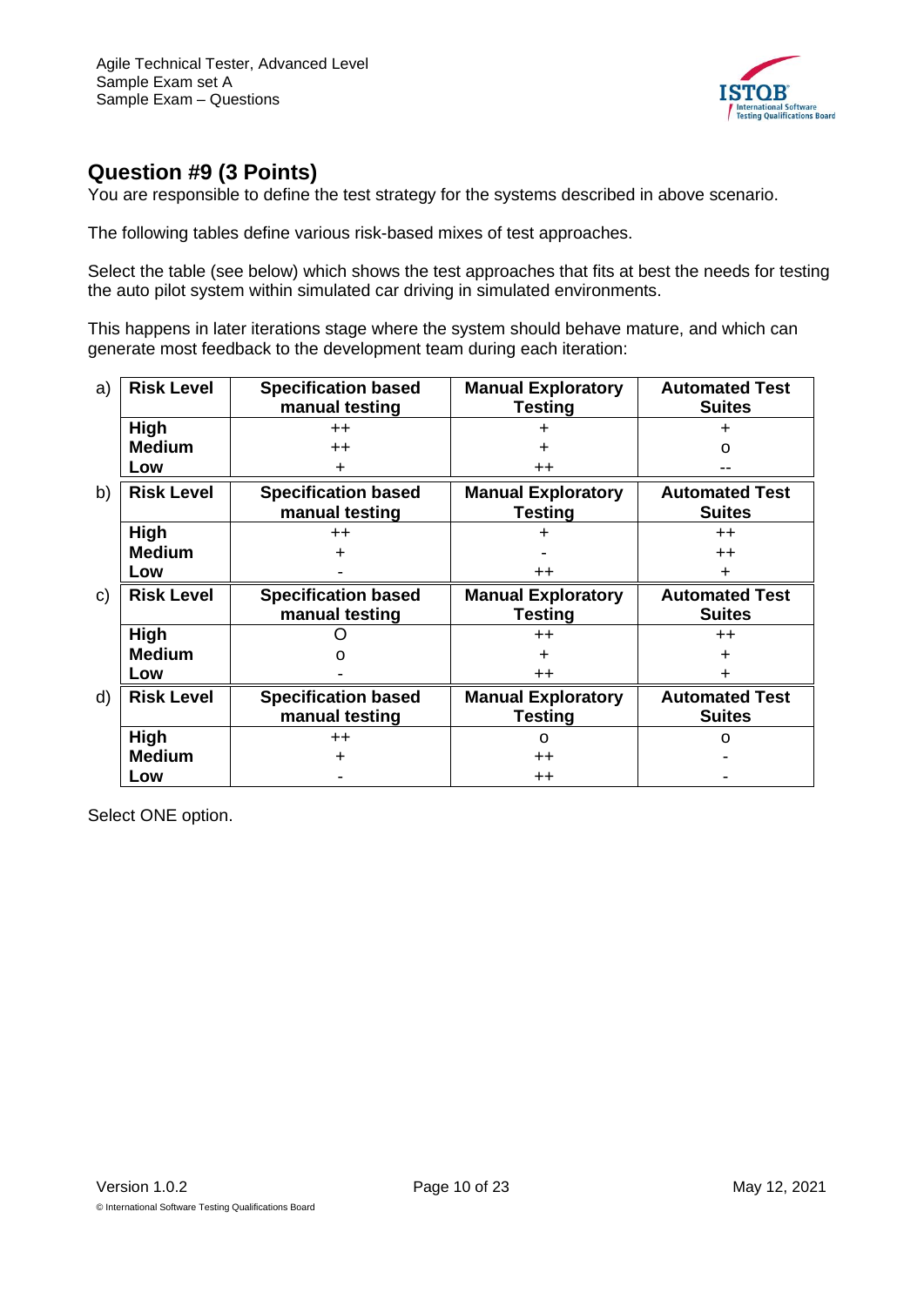## Question #9 (3 Points)

You are responsible to define the test strategy for the systems described in above scenario.

The following tables define various risk-based mixes of test approaches.

Select the table (see below) which shows the test approaches that fits at best the needs for testing the auto pilot system within simulated car driving in simulated environments.

This happens in later iterations stage where the system should behave mature, and which can generate most feedback to the development team during each iteration:

a)

| Risk Level | Specification based manual testing | Manual Exploratory Testing | Automated Test Suites |
|---|---|---|---|
| High | ++ | + | + |
| Medium | ++ | + | o |
| Low | + | ++ | -- |

b)

| Risk Level | Specification based manual testing | Manual Exploratory Testing | Automated Test Suites |
|---|---|---|---|
| High | ++ | + | ++ |
| Medium | + | - | ++ |
| Low | - | ++ | + |

c)

| Risk Level | Specification based manual testing | Manual Exploratory Testing | Automated Test Suites |
|---|---|---|---|
| High | O | ++ | ++ |
| Medium | o | + | + |
| Low | - | ++ | + |

d)

| Risk Level | Specification based manual testing | Manual Exploratory Testing | Automated Test Suites |
|---|---|---|---|
| High | ++ | o | o |
| Medium | + | ++ | - |
| Low | - | ++ | - |

Select ONE option.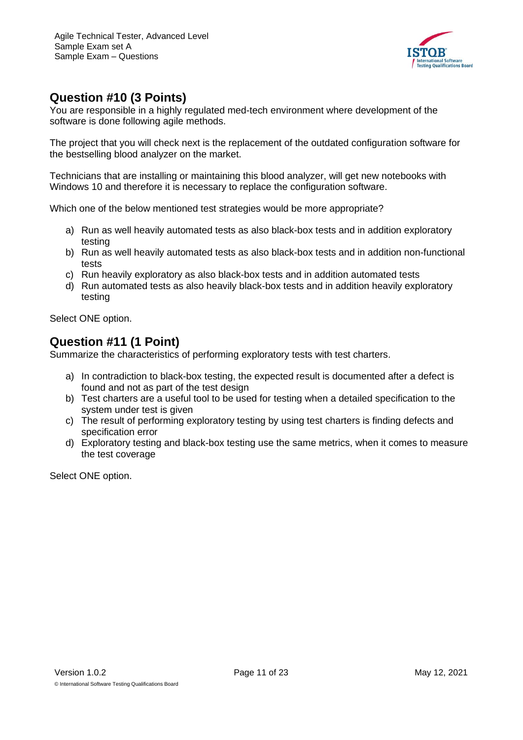## Question #10 (3 Points)

You are responsible in a highly regulated med-tech environment where development of the software is done following agile methods.

The project that you will check next is the replacement of the outdated configuration software for the bestselling blood analyzer on the market.

Technicians that are installing or maintaining this blood analyzer, will get new notebooks with Windows 10 and therefore it is necessary to replace the configuration software.

Which one of the below mentioned test strategies would be more appropriate?

a) Run as well heavily automated tests as also black-box tests and in addition exploratory testing
b) Run as well heavily automated tests as also black-box tests and in addition non-functional tests
c) Run heavily exploratory as also black-box tests and in addition automated tests
d) Run automated tests as also heavily black-box tests and in addition heavily exploratory testing

Select ONE option.

## Question #11 (1 Point)

Summarize the characteristics of performing exploratory tests with test charters.

a) In contradiction to black-box testing, the expected result is documented after a defect is found and not as part of the test design
b) Test charters are a useful tool to be used for testing when a detailed specification to the system under test is given
c) The result of performing exploratory testing by using test charters is finding defects and specification error
d) Exploratory testing and black-box testing use the same metrics, when it comes to measure the test coverage

Select ONE option.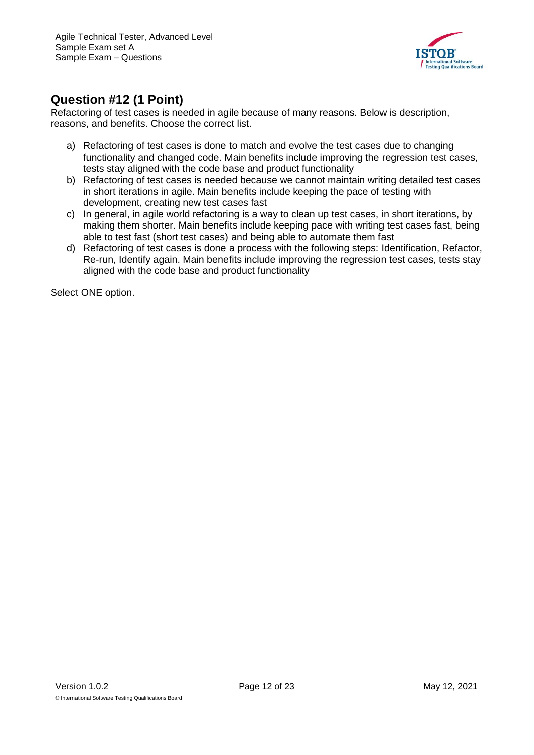## Question #12 (1 Point)

Refactoring of test cases is needed in agile because of many reasons. Below is description, reasons, and benefits. Choose the correct list.

a) Refactoring of test cases is done to match and evolve the test cases due to changing functionality and changed code. Main benefits include improving the regression test cases, tests stay aligned with the code base and product functionality

b) Refactoring of test cases is needed because we cannot maintain writing detailed test cases in short iterations in agile. Main benefits include keeping the pace of testing with development, creating new test cases fast

c) In general, in agile world refactoring is a way to clean up test cases, in short iterations, by making them shorter. Main benefits include keeping pace with writing test cases fast, being able to test fast (short test cases) and being able to automate them fast

d) Refactoring of test cases is done a process with the following steps: Identification, Refactor, Re-run, Identify again. Main benefits include improving the regression test cases, tests stay aligned with the code base and product functionality

Select ONE option.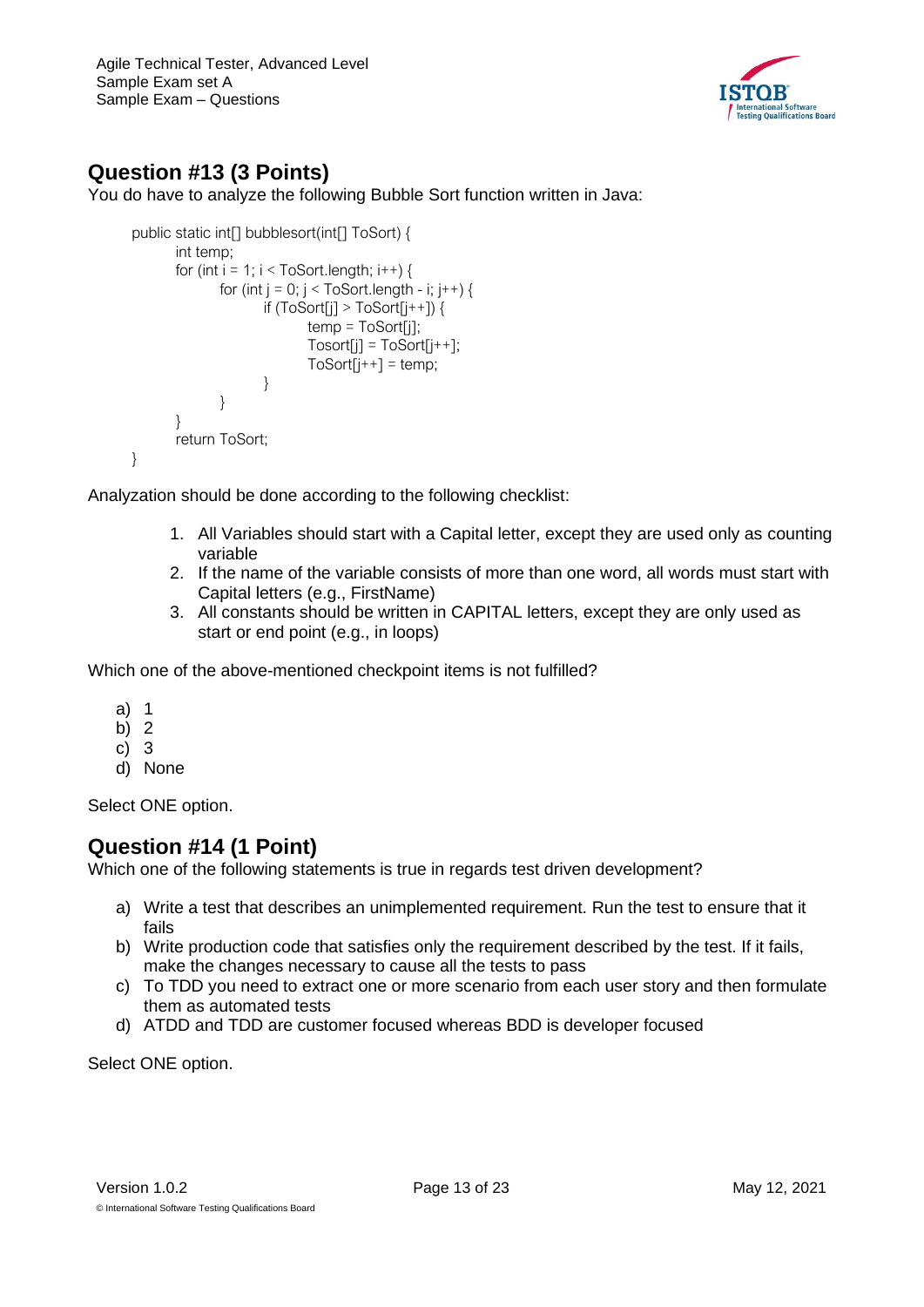## Question #13 (3 Points)

You do have to analyze the following Bubble Sort function written in Java:

```
public static int[] bubblesort(int[] ToSort) {
        int temp;
        for (int i = 1; i < ToSort.length; i++) {
                for (int j = 0; j < ToSort.length - i; j++) {
                        if (ToSort[j] > ToSort[j++]) {
                                temp = ToSort[j];
                                Tosort[j] = ToSort[j++];
                                ToSort[j++] = temp;
                        }
                }
        }
        return ToSort;
}
```

Analyzation should be done according to the following checklist:

1. All Variables should start with a Capital letter, except they are used only as counting variable
2. If the name of the variable consists of more than one word, all words must start with Capital letters (e.g., FirstName)
3. All constants should be written in CAPITAL letters, except they are only used as start or end point (e.g., in loops)

Which one of the above-mentioned checkpoint items is not fulfilled?

a) 1
b) 2
c) 3
d) None

Select ONE option.

## Question #14 (1 Point)

Which one of the following statements is true in regards test driven development?

a) Write a test that describes an unimplemented requirement. Run the test to ensure that it fails
b) Write production code that satisfies only the requirement described by the test. If it fails, make the changes necessary to cause all the tests to pass
c) To TDD you need to extract one or more scenario from each user story and then formulate them as automated tests
d) ATDD and TDD are customer focused whereas BDD is developer focused

Select ONE option.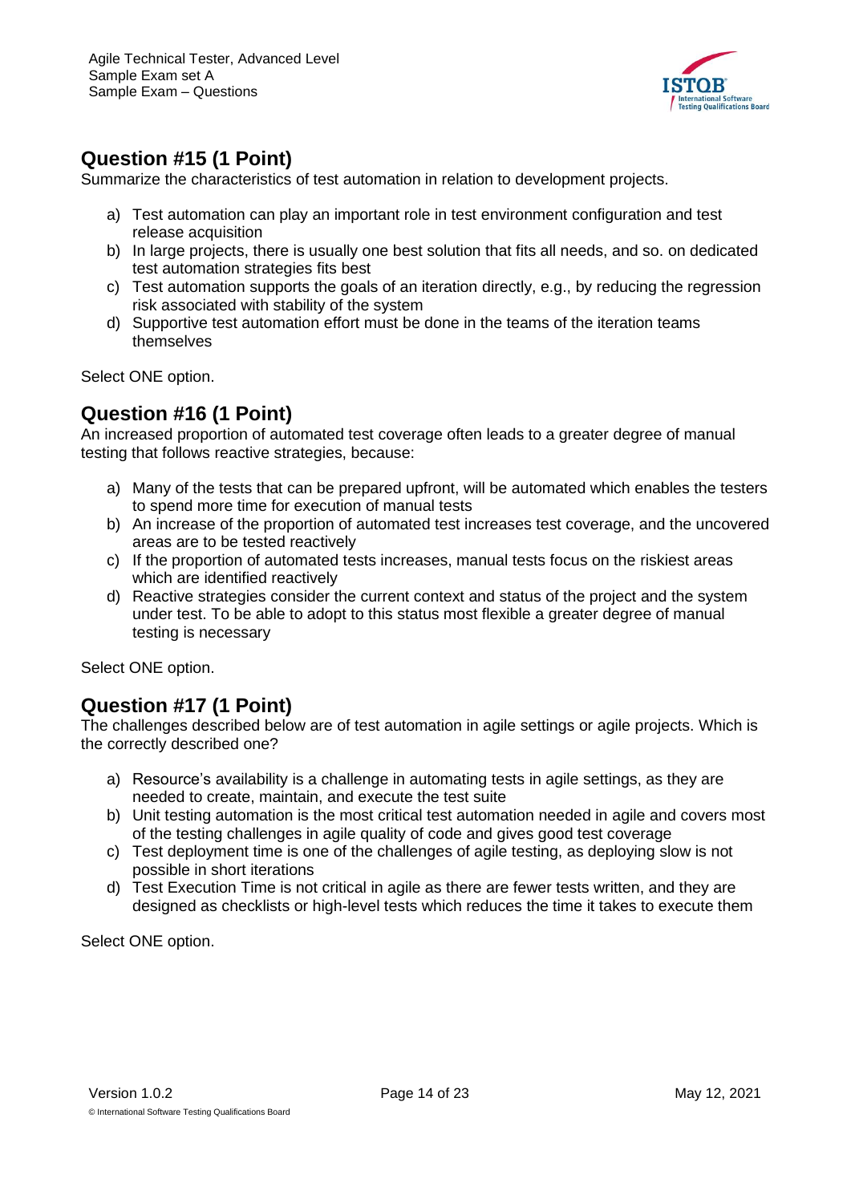## Question #15 (1 Point)

Summarize the characteristics of test automation in relation to development projects.

a) Test automation can play an important role in test environment configuration and test release acquisition
b) In large projects, there is usually one best solution that fits all needs, and so. on dedicated test automation strategies fits best
c) Test automation supports the goals of an iteration directly, e.g., by reducing the regression risk associated with stability of the system
d) Supportive test automation effort must be done in the teams of the iteration teams themselves

Select ONE option.

## Question #16 (1 Point)

An increased proportion of automated test coverage often leads to a greater degree of manual testing that follows reactive strategies, because:

a) Many of the tests that can be prepared upfront, will be automated which enables the testers to spend more time for execution of manual tests
b) An increase of the proportion of automated test increases test coverage, and the uncovered areas are to be tested reactively
c) If the proportion of automated tests increases, manual tests focus on the riskiest areas which are identified reactively
d) Reactive strategies consider the current context and status of the project and the system under test. To be able to adopt to this status most flexible a greater degree of manual testing is necessary

Select ONE option.

## Question #17 (1 Point)

The challenges described below are of test automation in agile settings or agile projects. Which is the correctly described one?

a) Resource's availability is a challenge in automating tests in agile settings, as they are needed to create, maintain, and execute the test suite
b) Unit testing automation is the most critical test automation needed in agile and covers most of the testing challenges in agile quality of code and gives good test coverage
c) Test deployment time is one of the challenges of agile testing, as deploying slow is not possible in short iterations
d) Test Execution Time is not critical in agile as there are fewer tests written, and they are designed as checklists or high-level tests which reduces the time it takes to execute them

Select ONE option.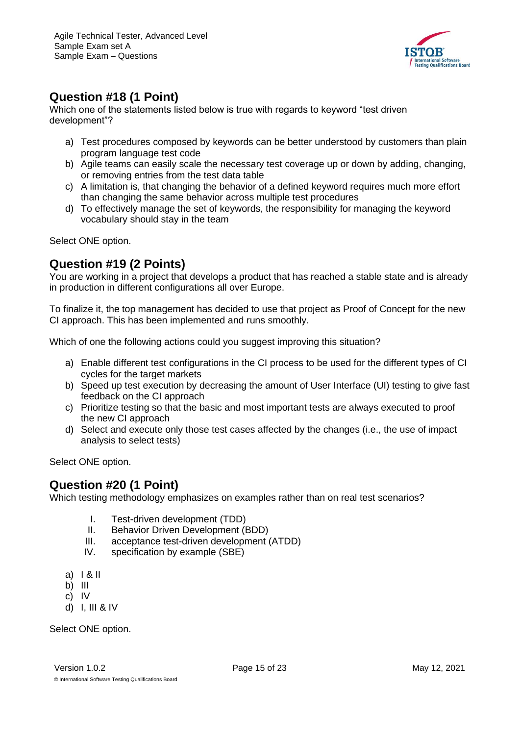## Question #18 (1 Point)

Which one of the statements listed below is true with regards to keyword "test driven development"?

a) Test procedures composed by keywords can be better understood by customers than plain program language test code
b) Agile teams can easily scale the necessary test coverage up or down by adding, changing, or removing entries from the test data table
c) A limitation is, that changing the behavior of a defined keyword requires much more effort than changing the same behavior across multiple test procedures
d) To effectively manage the set of keywords, the responsibility for managing the keyword vocabulary should stay in the team

Select ONE option.

## Question #19 (2 Points)

You are working in a project that develops a product that has reached a stable state and is already in production in different configurations all over Europe.

To finalize it, the top management has decided to use that project as Proof of Concept for the new CI approach. This has been implemented and runs smoothly.

Which of one the following actions could you suggest improving this situation?

a) Enable different test configurations in the CI process to be used for the different types of CI cycles for the target markets
b) Speed up test execution by decreasing the amount of User Interface (UI) testing to give fast feedback on the CI approach
c) Prioritize testing so that the basic and most important tests are always executed to proof the new CI approach
d) Select and execute only those test cases affected by the changes (i.e., the use of impact analysis to select tests)

Select ONE option.

## Question #20 (1 Point)

Which testing methodology emphasizes on examples rather than on real test scenarios?

I. Test-driven development (TDD)
II. Behavior Driven Development (BDD)
III. acceptance test-driven development (ATDD)
IV. specification by example (SBE)

a) I & II
b) III
c) IV
d) I, III & IV

Select ONE option.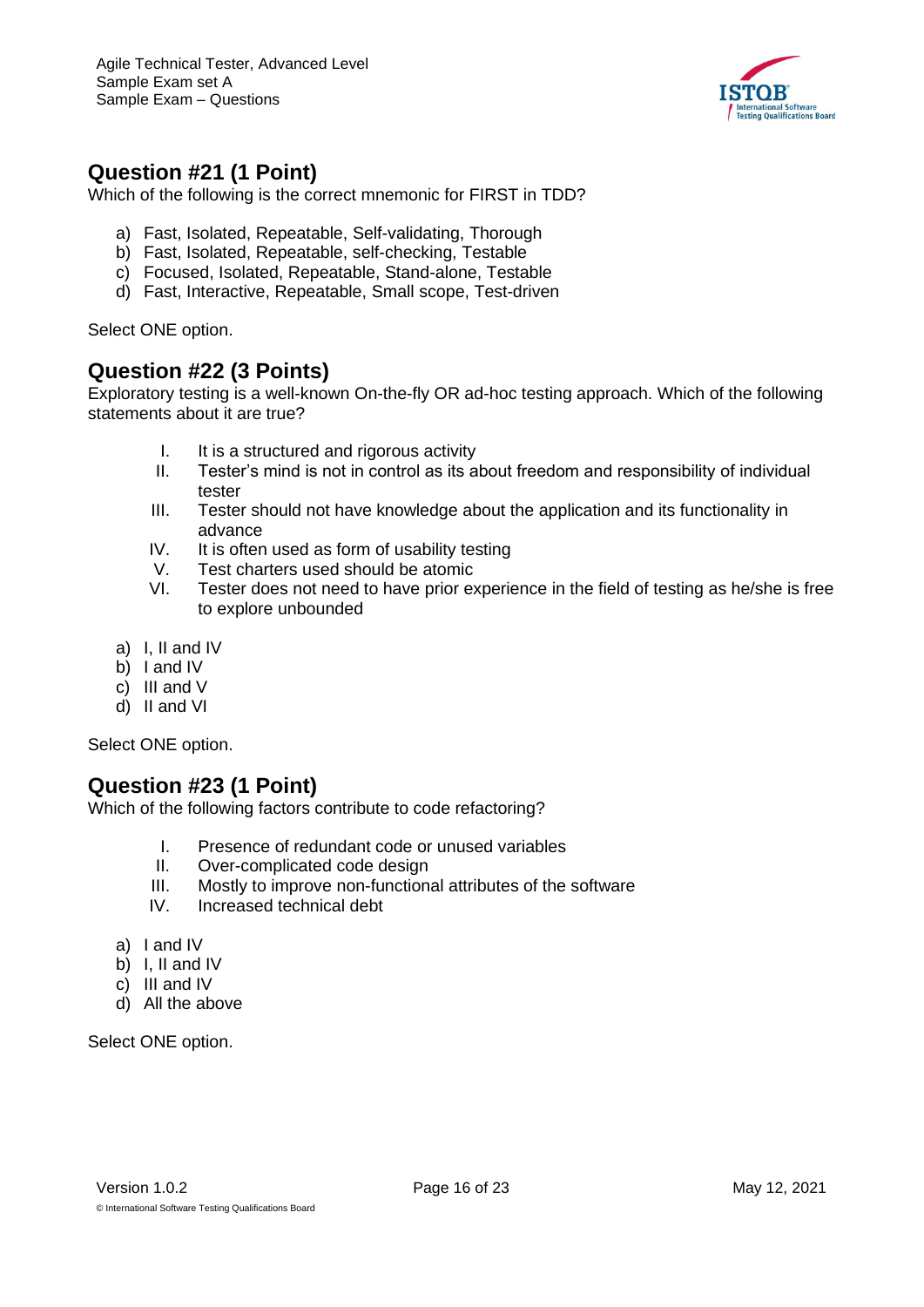## Question #21 (1 Point)

Which of the following is the correct mnemonic for FIRST in TDD?

a) Fast, Isolated, Repeatable, Self-validating, Thorough
b) Fast, Isolated, Repeatable, self-checking, Testable
c) Focused, Isolated, Repeatable, Stand-alone, Testable
d) Fast, Interactive, Repeatable, Small scope, Test-driven

Select ONE option.

## Question #22 (3 Points)

Exploratory testing is a well-known On-the-fly OR ad-hoc testing approach. Which of the following statements about it are true?

I. It is a structured and rigorous activity
II. Tester's mind is not in control as its about freedom and responsibility of individual tester
III. Tester should not have knowledge about the application and its functionality in advance
IV. It is often used as form of usability testing
V. Test charters used should be atomic
VI. Tester does not need to have prior experience in the field of testing as he/she is free to explore unbounded

a) I, II and IV
b) I and IV
c) III and V
d) II and VI

Select ONE option.

## Question #23 (1 Point)

Which of the following factors contribute to code refactoring?

I. Presence of redundant code or unused variables
II. Over-complicated code design
III. Mostly to improve non-functional attributes of the software
IV. Increased technical debt

a) I and IV
b) I, II and IV
c) III and IV
d) All the above

Select ONE option.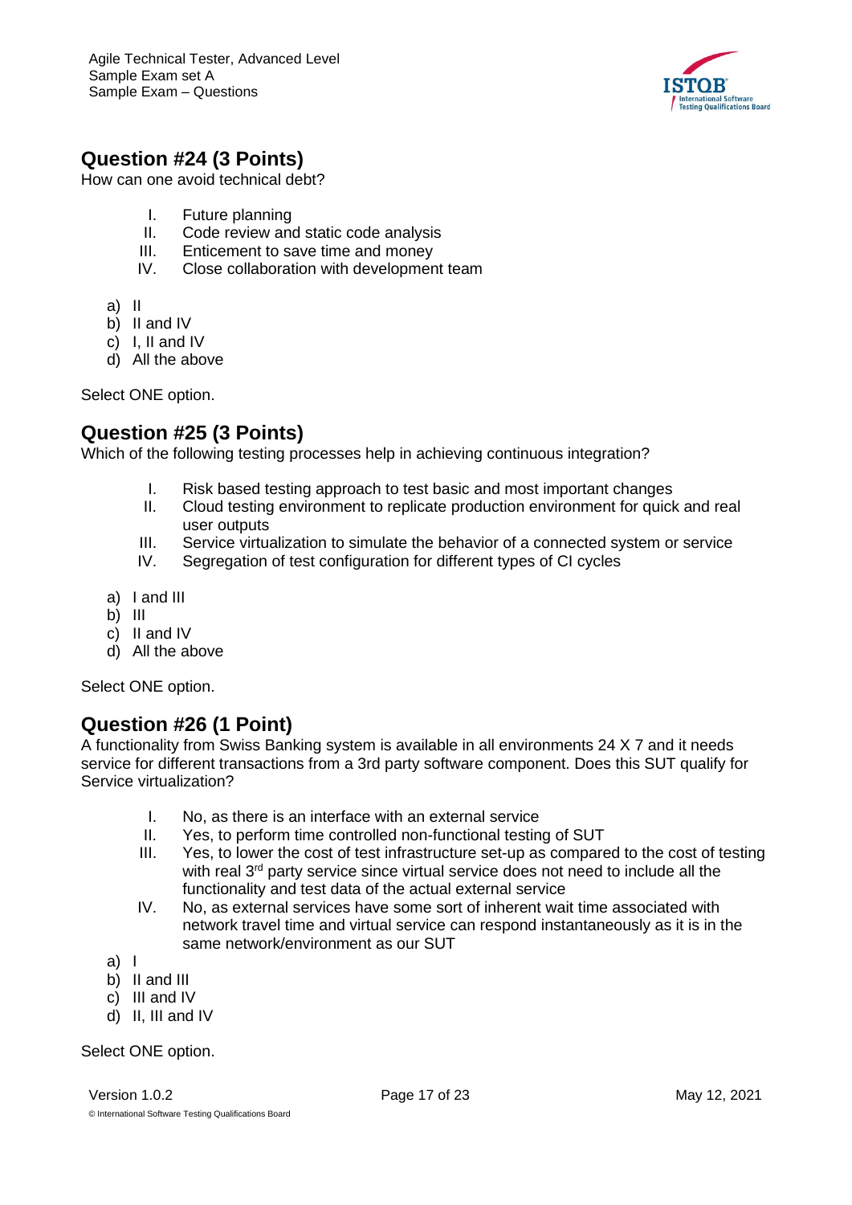## Question #24 (3 Points)

How can one avoid technical debt?

I. Future planning
II. Code review and static code analysis
III. Enticement to save time and money
IV. Close collaboration with development team

a) II
b) II and IV
c) I, II and IV
d) All the above

Select ONE option.

## Question #25 (3 Points)

Which of the following testing processes help in achieving continuous integration?

I. Risk based testing approach to test basic and most important changes
II. Cloud testing environment to replicate production environment for quick and real user outputs
III. Service virtualization to simulate the behavior of a connected system or service
IV. Segregation of test configuration for different types of CI cycles

a) I and III
b) III
c) II and IV
d) All the above

Select ONE option.

## Question #26 (1 Point)

A functionality from Swiss Banking system is available in all environments 24 X 7 and it needs service for different transactions from a 3rd party software component. Does this SUT qualify for Service virtualization?

I. No, as there is an interface with an external service
II. Yes, to perform time controlled non-functional testing of SUT
III. Yes, to lower the cost of test infrastructure set-up as compared to the cost of testing with real 3rd party service since virtual service does not need to include all the functionality and test data of the actual external service
IV. No, as external services have some sort of inherent wait time associated with network travel time and virtual service can respond instantaneously as it is in the same network/environment as our SUT

a) I
b) II and III
c) III and IV
d) II, III and IV

Select ONE option.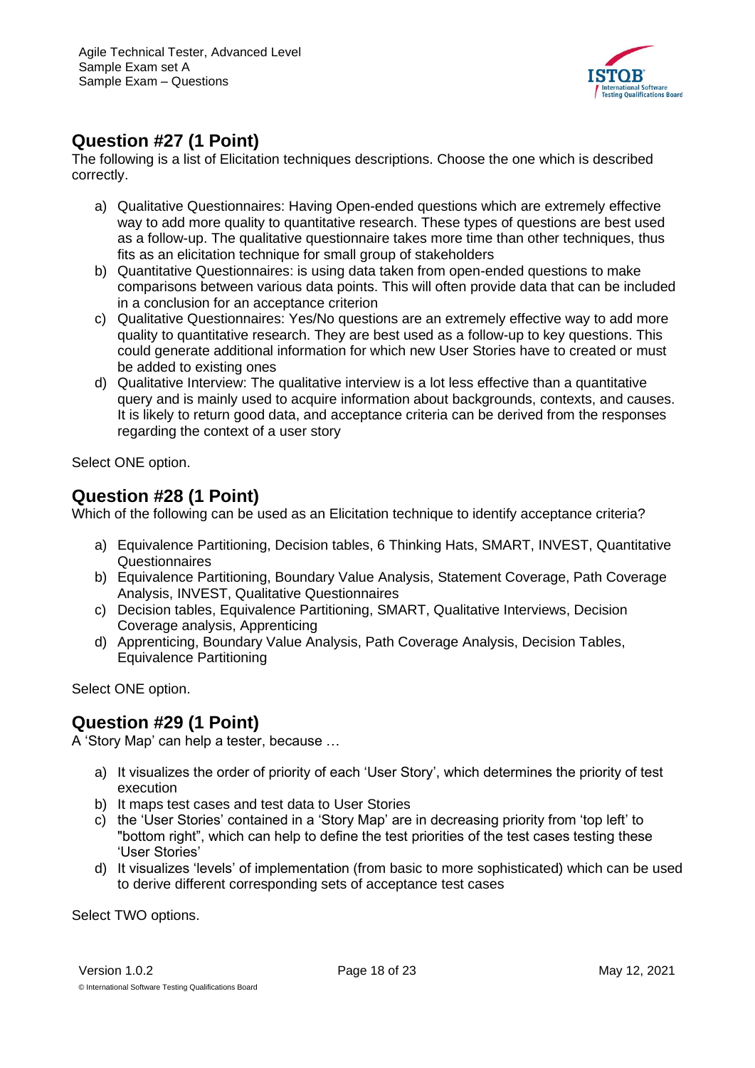## Question #27 (1 Point)

The following is a list of Elicitation techniques descriptions. Choose the one which is described correctly.

a) Qualitative Questionnaires: Having Open-ended questions which are extremely effective way to add more quality to quantitative research. These types of questions are best used as a follow-up. The qualitative questionnaire takes more time than other techniques, thus fits as an elicitation technique for small group of stakeholders
b) Quantitative Questionnaires: is using data taken from open-ended questions to make comparisons between various data points. This will often provide data that can be included in a conclusion for an acceptance criterion
c) Qualitative Questionnaires: Yes/No questions are an extremely effective way to add more quality to quantitative research. They are best used as a follow-up to key questions. This could generate additional information for which new User Stories have to created or must be added to existing ones
d) Qualitative Interview: The qualitative interview is a lot less effective than a quantitative query and is mainly used to acquire information about backgrounds, contexts, and causes. It is likely to return good data, and acceptance criteria can be derived from the responses regarding the context of a user story

Select ONE option.

## Question #28 (1 Point)

Which of the following can be used as an Elicitation technique to identify acceptance criteria?

a) Equivalence Partitioning, Decision tables, 6 Thinking Hats, SMART, INVEST, Quantitative Questionnaires
b) Equivalence Partitioning, Boundary Value Analysis, Statement Coverage, Path Coverage Analysis, INVEST, Qualitative Questionnaires
c) Decision tables, Equivalence Partitioning, SMART, Qualitative Interviews, Decision Coverage analysis, Apprenticing
d) Apprenticing, Boundary Value Analysis, Path Coverage Analysis, Decision Tables, Equivalence Partitioning

Select ONE option.

## Question #29 (1 Point)

A 'Story Map' can help a tester, because …

a) It visualizes the order of priority of each 'User Story', which determines the priority of test execution
b) It maps test cases and test data to User Stories
c) the 'User Stories' contained in a 'Story Map' are in decreasing priority from 'top left' to "bottom right", which can help to define the test priorities of the test cases testing these 'User Stories'
d) It visualizes 'levels' of implementation (from basic to more sophisticated) which can be used to derive different corresponding sets of acceptance test cases

Select TWO options.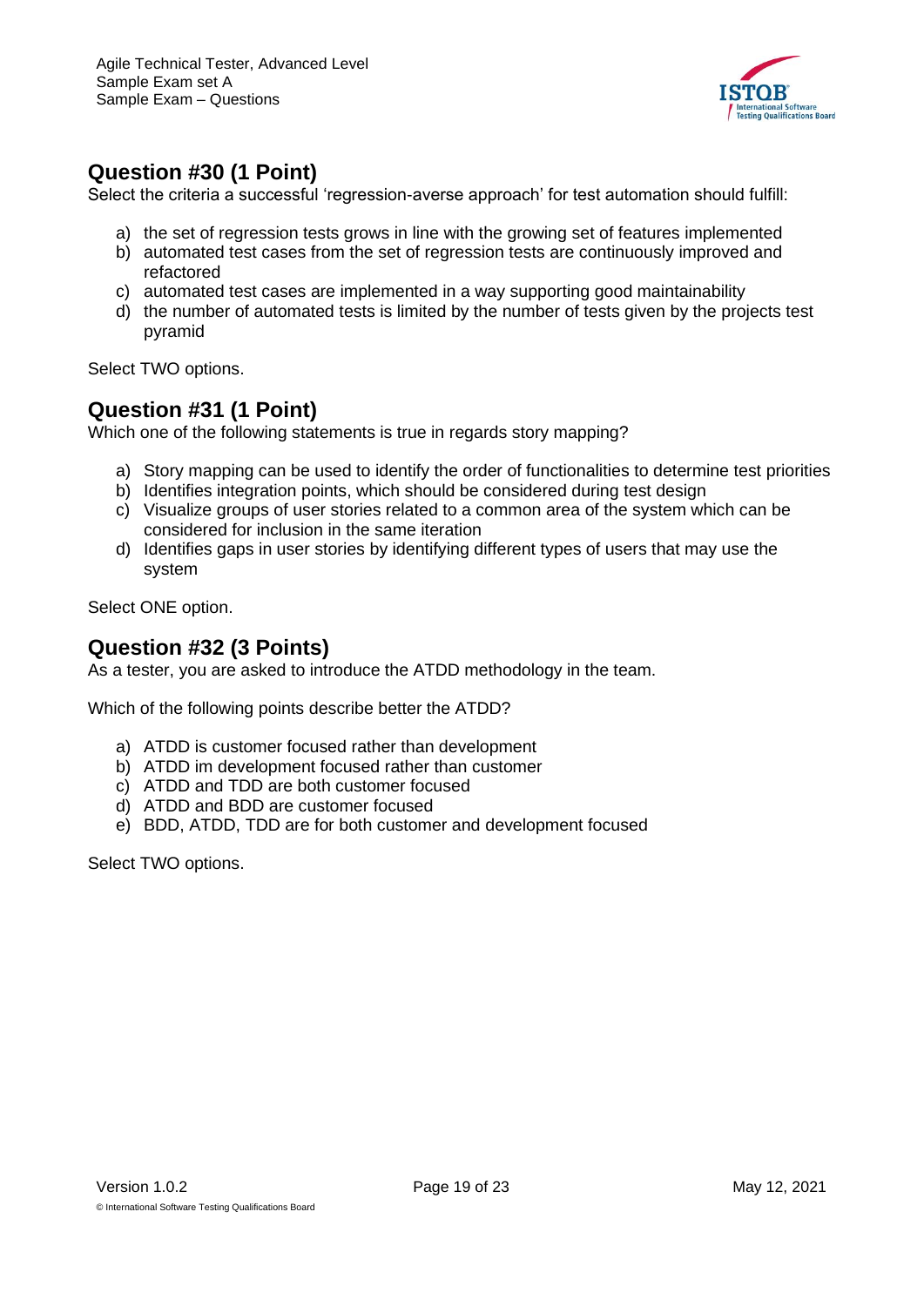## Question #30 (1 Point)

Select the criteria a successful 'regression-averse approach' for test automation should fulfill:

a) the set of regression tests grows in line with the growing set of features implemented
b) automated test cases from the set of regression tests are continuously improved and refactored
c) automated test cases are implemented in a way supporting good maintainability
d) the number of automated tests is limited by the number of tests given by the projects test pyramid

Select TWO options.

## Question #31 (1 Point)

Which one of the following statements is true in regards story mapping?

a) Story mapping can be used to identify the order of functionalities to determine test priorities
b) Identifies integration points, which should be considered during test design
c) Visualize groups of user stories related to a common area of the system which can be considered for inclusion in the same iteration
d) Identifies gaps in user stories by identifying different types of users that may use the system

Select ONE option.

## Question #32 (3 Points)

As a tester, you are asked to introduce the ATDD methodology in the team.

Which of the following points describe better the ATDD?

a) ATDD is customer focused rather than development
b) ATDD im development focused rather than customer
c) ATDD and TDD are both customer focused
d) ATDD and BDD are customer focused
e) BDD, ATDD, TDD are for both customer and development focused

Select TWO options.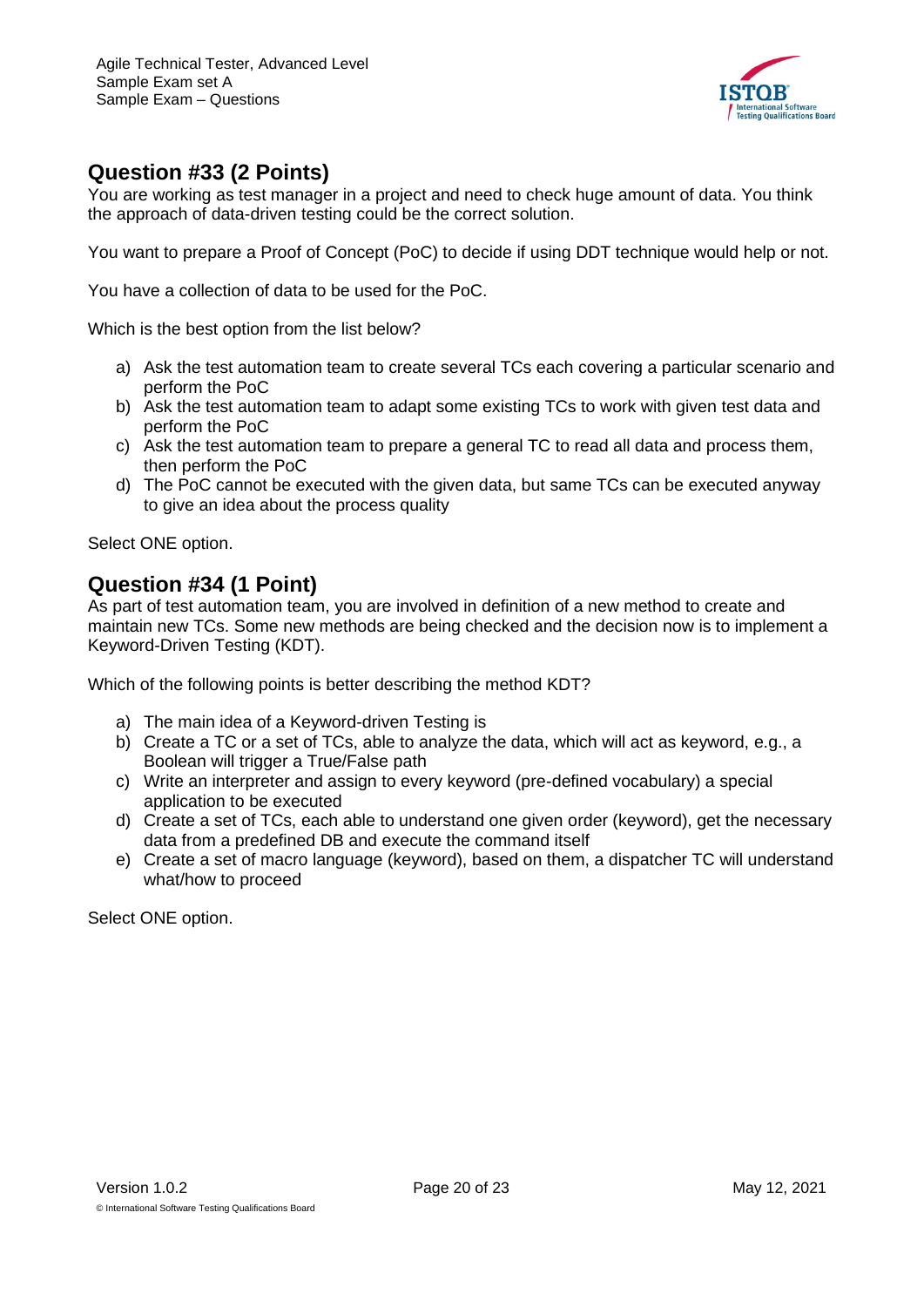## Question #33 (2 Points)

You are working as test manager in a project and need to check huge amount of data. You think the approach of data-driven testing could be the correct solution.

You want to prepare a Proof of Concept (PoC) to decide if using DDT technique would help or not.

You have a collection of data to be used for the PoC.

Which is the best option from the list below?

a) Ask the test automation team to create several TCs each covering a particular scenario and perform the PoC
b) Ask the test automation team to adapt some existing TCs to work with given test data and perform the PoC
c) Ask the test automation team to prepare a general TC to read all data and process them, then perform the PoC
d) The PoC cannot be executed with the given data, but same TCs can be executed anyway to give an idea about the process quality

Select ONE option.

## Question #34 (1 Point)

As part of test automation team, you are involved in definition of a new method to create and maintain new TCs. Some new methods are being checked and the decision now is to implement a Keyword-Driven Testing (KDT).

Which of the following points is better describing the method KDT?

a) The main idea of a Keyword-driven Testing is
b) Create a TC or a set of TCs, able to analyze the data, which will act as keyword, e.g., a Boolean will trigger a True/False path
c) Write an interpreter and assign to every keyword (pre-defined vocabulary) a special application to be executed
d) Create a set of TCs, each able to understand one given order (keyword), get the necessary data from a predefined DB and execute the command itself
e) Create a set of macro language (keyword), based on them, a dispatcher TC will understand what/how to proceed

Select ONE option.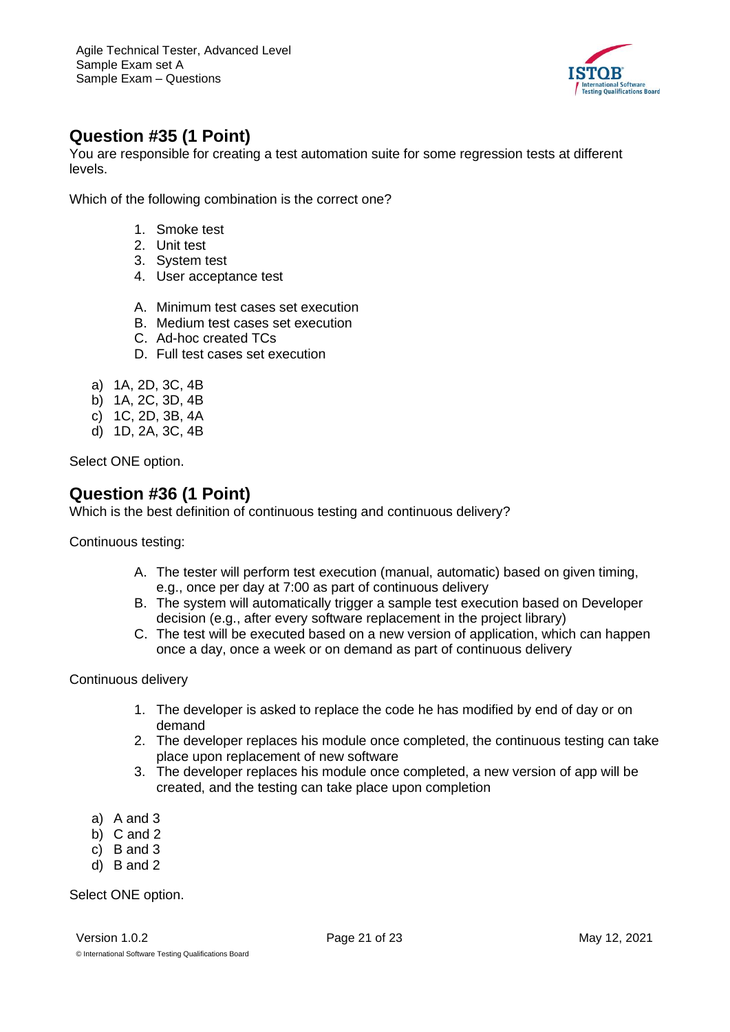## Question #35 (1 Point)

You are responsible for creating a test automation suite for some regression tests at different levels.

Which of the following combination is the correct one?

1. Smoke test
2. Unit test
3. System test
4. User acceptance test

A. Minimum test cases set execution
B. Medium test cases set execution
C. Ad-hoc created TCs
D. Full test cases set execution

a) 1A, 2D, 3C, 4B
b) 1A, 2C, 3D, 4B
c) 1C, 2D, 3B, 4A
d) 1D, 2A, 3C, 4B

Select ONE option.

## Question #36 (1 Point)

Which is the best definition of continuous testing and continuous delivery?

Continuous testing:

A. The tester will perform test execution (manual, automatic) based on given timing, e.g., once per day at 7:00 as part of continuous delivery
B. The system will automatically trigger a sample test execution based on Developer decision (e.g., after every software replacement in the project library)
C. The test will be executed based on a new version of application, which can happen once a day, once a week or on demand as part of continuous delivery

Continuous delivery

1. The developer is asked to replace the code he has modified by end of day or on demand
2. The developer replaces his module once completed, the continuous testing can take place upon replacement of new software
3. The developer replaces his module once completed, a new version of app will be created, and the testing can take place upon completion

a) A and 3
b) C and 2
c) B and 3
d) B and 2

Select ONE option.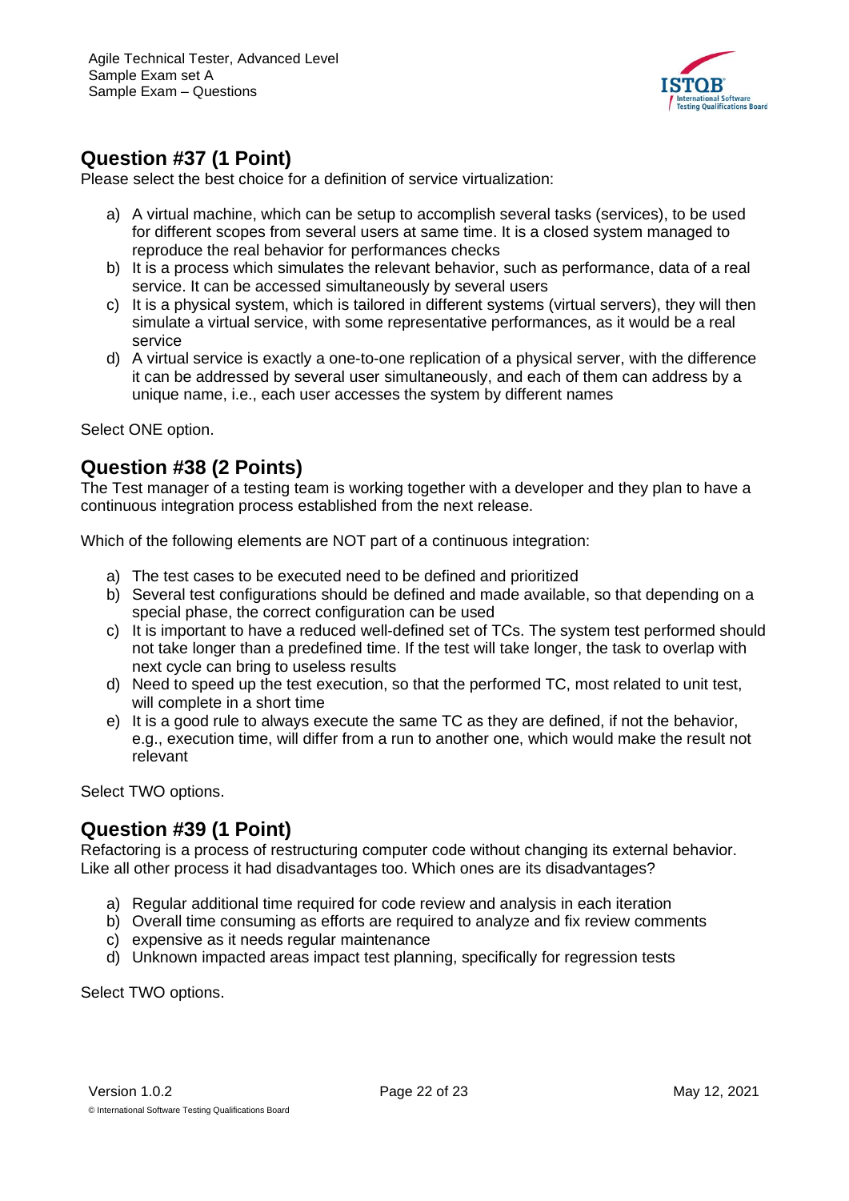## Question #37 (1 Point)

Please select the best choice for a definition of service virtualization:

a) A virtual machine, which can be setup to accomplish several tasks (services), to be used for different scopes from several users at same time. It is a closed system managed to reproduce the real behavior for performances checks
b) It is a process which simulates the relevant behavior, such as performance, data of a real service. It can be accessed simultaneously by several users
c) It is a physical system, which is tailored in different systems (virtual servers), they will then simulate a virtual service, with some representative performances, as it would be a real service
d) A virtual service is exactly a one-to-one replication of a physical server, with the difference it can be addressed by several user simultaneously, and each of them can address by a unique name, i.e., each user accesses the system by different names

Select ONE option.

## Question #38 (2 Points)

The Test manager of a testing team is working together with a developer and they plan to have a continuous integration process established from the next release.

Which of the following elements are NOT part of a continuous integration:

a) The test cases to be executed need to be defined and prioritized
b) Several test configurations should be defined and made available, so that depending on a special phase, the correct configuration can be used
c) It is important to have a reduced well-defined set of TCs. The system test performed should not take longer than a predefined time. If the test will take longer, the task to overlap with next cycle can bring to useless results
d) Need to speed up the test execution, so that the performed TC, most related to unit test, will complete in a short time
e) It is a good rule to always execute the same TC as they are defined, if not the behavior, e.g., execution time, will differ from a run to another one, which would make the result not relevant

Select TWO options.

## Question #39 (1 Point)

Refactoring is a process of restructuring computer code without changing its external behavior. Like all other process it had disadvantages too. Which ones are its disadvantages?

a) Regular additional time required for code review and analysis in each iteration
b) Overall time consuming as efforts are required to analyze and fix review comments
c) expensive as it needs regular maintenance
d) Unknown impacted areas impact test planning, specifically for regression tests

Select TWO options.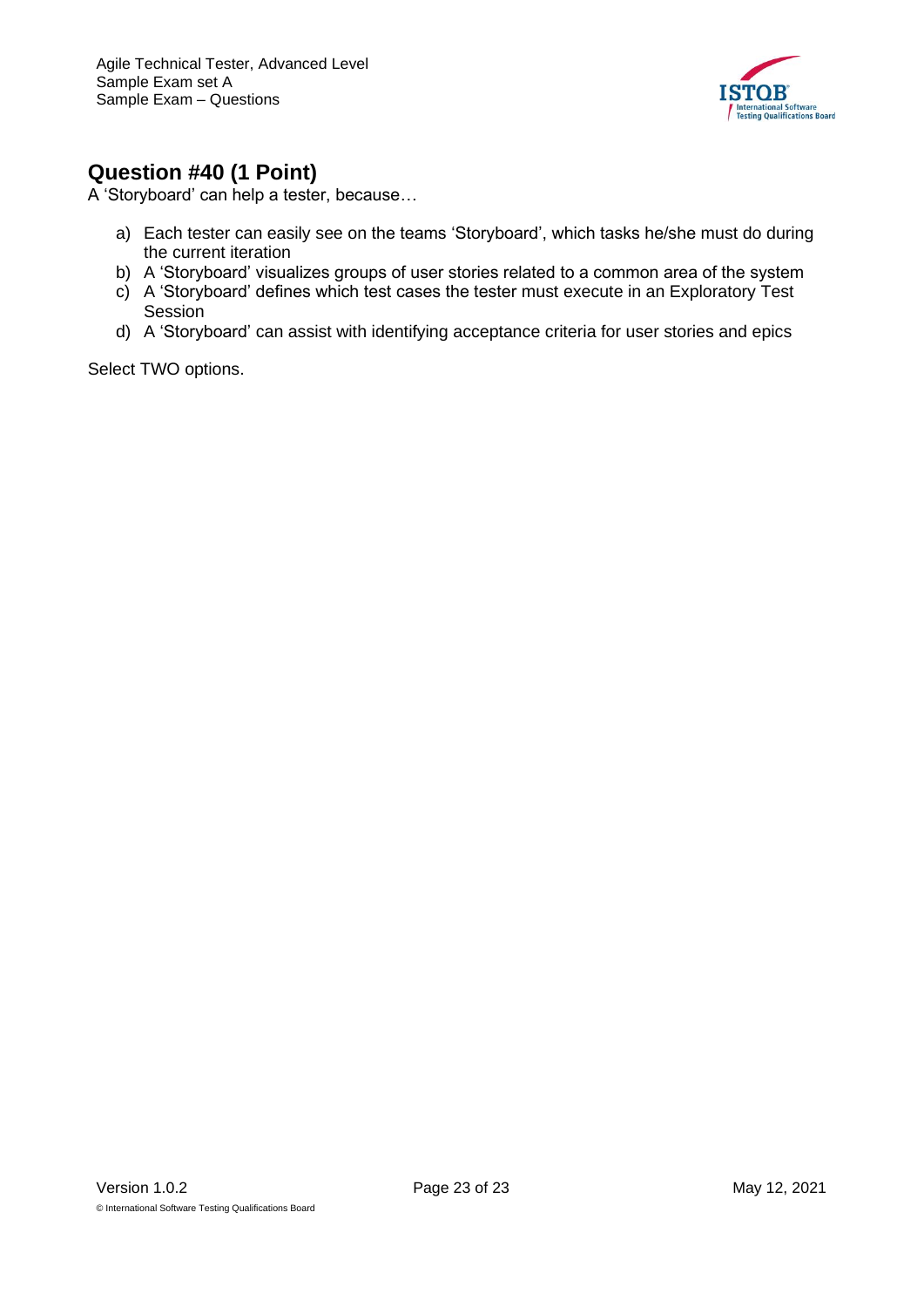## Question #40 (1 Point)

A 'Storyboard' can help a tester, because…

a) Each tester can easily see on the teams 'Storyboard', which tasks he/she must do during the current iteration
b) A 'Storyboard' visualizes groups of user stories related to a common area of the system
c) A 'Storyboard' defines which test cases the tester must execute in an Exploratory Test Session
d) A 'Storyboard' can assist with identifying acceptance criteria for user stories and epics

Select TWO options.